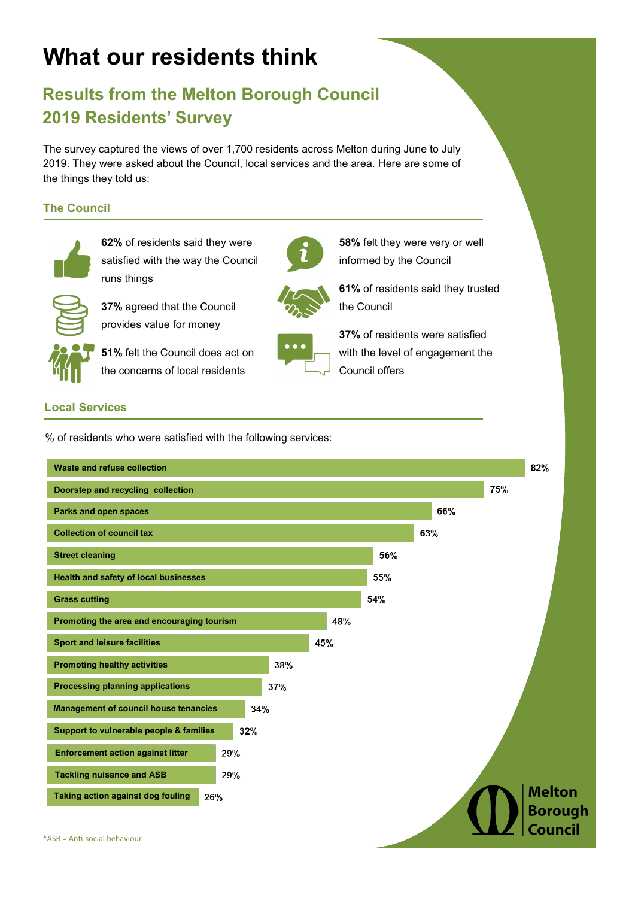# What our residents think

## Results from the Melton Borough Council 2019 Residents' Survey

The survey captured the views of over 1,700 residents across Melton during June to July 2019. They were asked about the Council, local services and the area. Here are some of the things they told us:

### The Council

**62%** of residents said they were satisfied with the way the Council runs things

**37%** agreed that the Council provides value for money

**51%** felt the Council does act on the concerns of local residents

**58%** felt they were very or well informed by the Council

**61%** of residents said they trusted the Council

**37%** of residents were satisfied with the level of engagement the Council offers

### Local Services

% of residents who were satisfied with the following services:

| Service | % satisfied |
|---|---|
| Waste and refuse collection | 82% |
| Doorstep and recycling collection | 75% |
| Parks and open spaces | 66% |
| Collection of council tax | 63% |
| Street cleaning | 56% |
| Health and safety of local businesses | 55% |
| Grass cutting | 54% |
| Promoting the area and encouraging tourism | 48% |
| Sport and leisure facilities | 45% |
| Promoting healthy activities | 38% |
| Processing planning applications | 37% |
| Management of council house tenancies | 34% |
| Support to vulnerable people & families | 32% |
| Enforcement action against litter | 29% |
| Tackling nuisance and ASB | 29% |
| Taking action against dog fouling | 26% |

*ASB = Anti-social behaviour

Melton Borough Council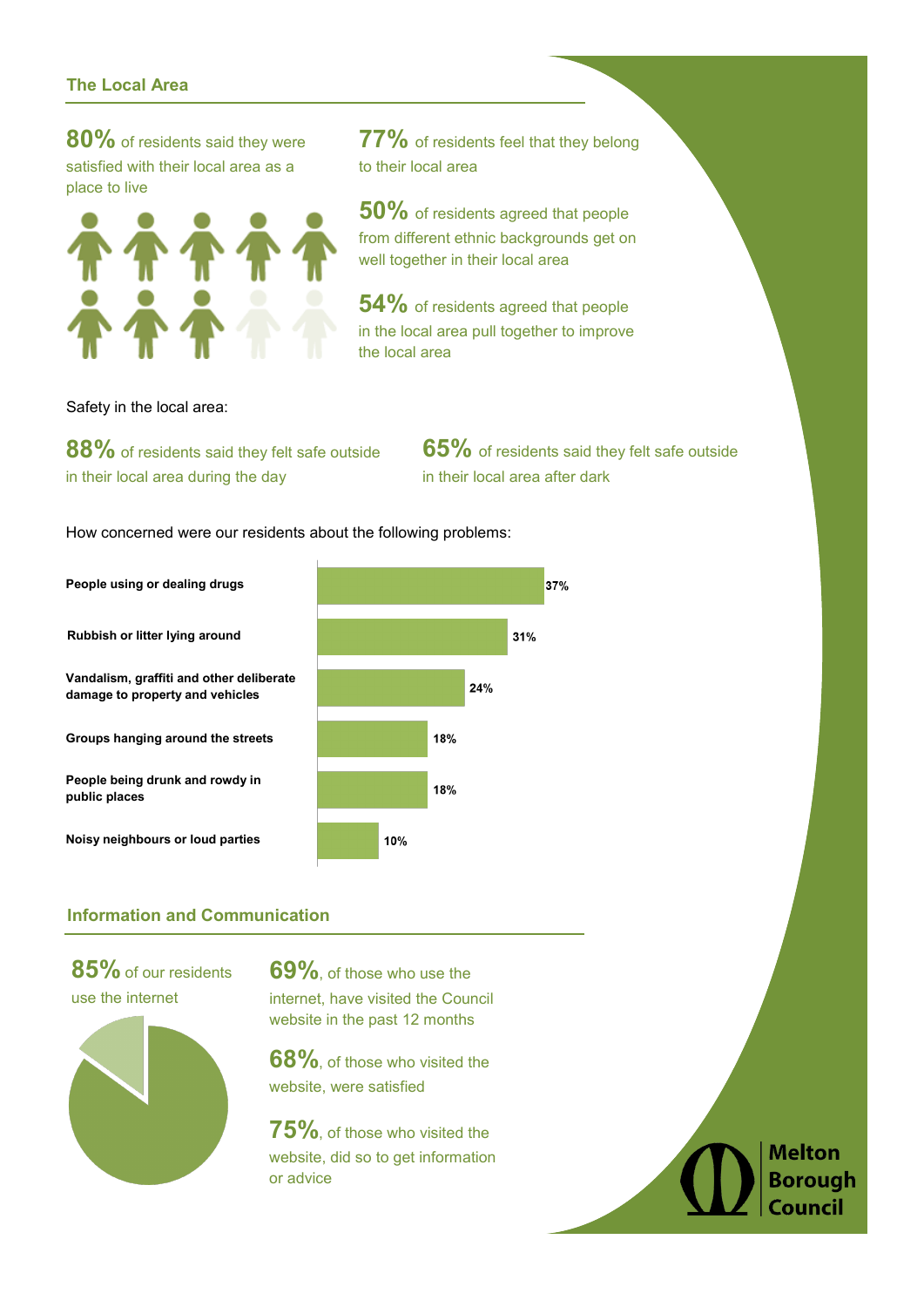## The Local Area

**80%** of residents said they were satisfied with their local area as a place to live

**77%** of residents feel that they belong to their local area

**50%** of residents agreed that people from different ethnic backgrounds get on well together in their local area

**54%** of residents agreed that people in the local area pull together to improve the local area

Safety in the local area:

**88%** of residents said they felt safe outside in their local area during the day

**65%** of residents said they felt safe outside in their local area after dark

How concerned were our residents about the following problems:

| Problem | % |
|---|---|
| People using or dealing drugs | 37% |
| Rubbish or litter lying around | 31% |
| Vandalism, graffiti and other deliberate damage to property and vehicles | 24% |
| Groups hanging around the streets | 18% |
| People being drunk and rowdy in public places | 18% |
| Noisy neighbours or loud parties | 10% |

## Information and Communication

**85%** of our residents use the internet

**69%**, of those who use the internet, have visited the Council website in the past 12 months

**68%**, of those who visited the website, were satisfied

**75%**, of those who visited the website, did so to get information or advice

Melton Borough Council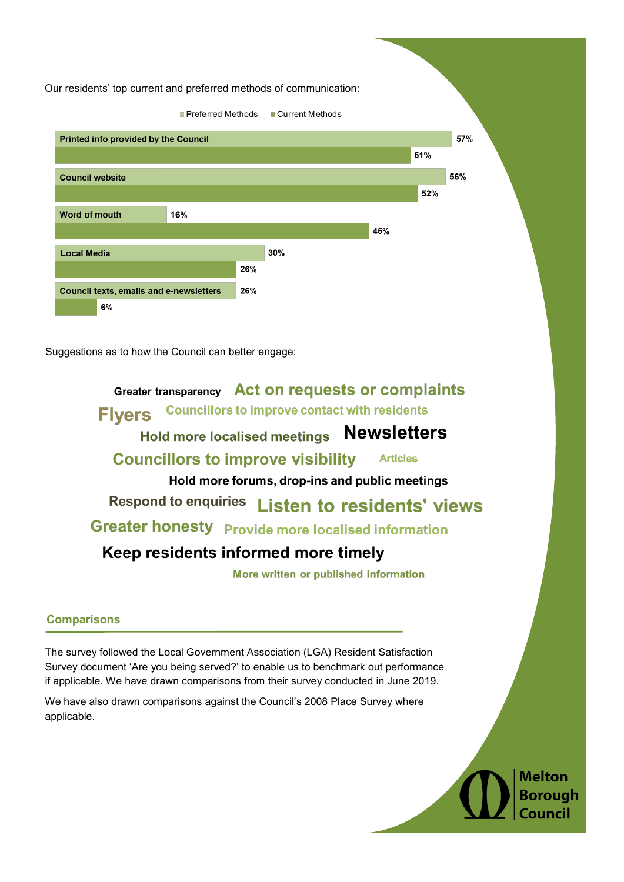Our residents' top current and preferred methods of communication:

| Method | Preferred Methods | Current Methods |
|---|---|---|
| Printed info provided by the Council | 57% | 51% |
| Council website | 56% | 52% |
| Word of mouth | 16% | 45% |
| Local Media | 30% | 26% |
| Council texts, emails and e-newsletters | 26% | 6% |

Suggestions as to how the Council can better engage:

- Greater transparency
- Act on requests or complaints
- Flyers
- Councillors to improve contact with residents
- Hold more localised meetings
- Newsletters
- Councillors to improve visibility
- Articles
- Hold more forums, drop-ins and public meetings
- Respond to enquiries
- Listen to residents' views
- Greater honesty
- Provide more localised information
- Keep residents informed more timely
- More written or published information

## Comparisons

The survey followed the Local Government Association (LGA) Resident Satisfaction Survey document 'Are you being served?' to enable us to benchmark out performance if applicable. We have drawn comparisons from their survey conducted in June 2019.

We have also drawn comparisons against the Council's 2008 Place Survey where applicable.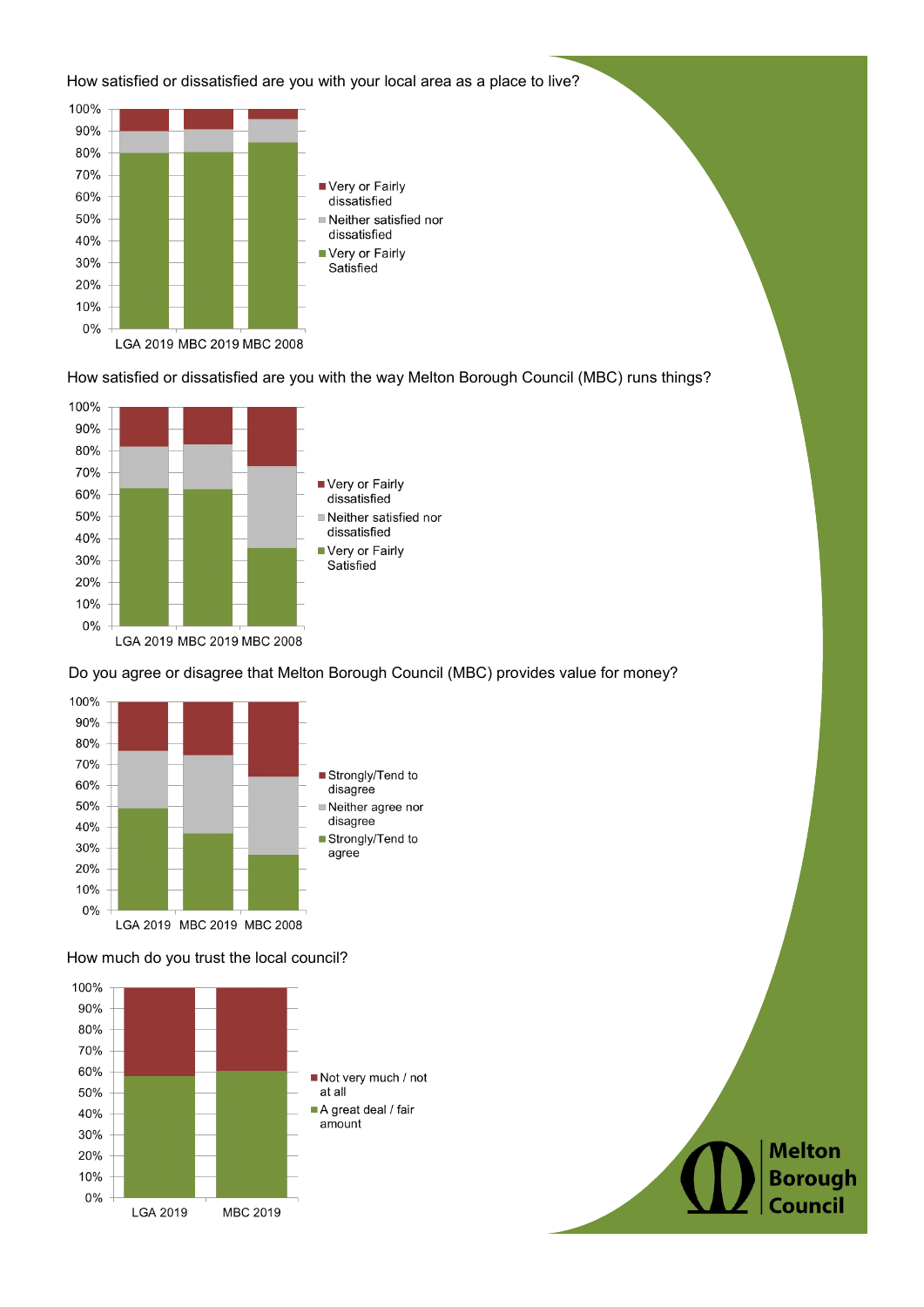How satisfied or dissatisfied are you with your local area as a place to live?

| | LGA 2019 | MBC 2019 | MBC 2008 |
|---|---|---|---|
| Very or Fairly Satisfied | ~80% | ~80% | ~85% |
| Neither satisfied nor dissatisfied | ~10% | ~10% | ~10% |
| Very or Fairly dissatisfied | ~10% | ~9% | ~5% |

How satisfied or dissatisfied are you with the way Melton Borough Council (MBC) runs things?

| | LGA 2019 | MBC 2019 | MBC 2008 |
|---|---|---|---|
| Very or Fairly Satisfied | ~63% | ~62% | ~35% |
| Neither satisfied nor dissatisfied | ~19% | ~21% | ~37% |
| Very or Fairly dissatisfied | ~18% | ~17% | ~27% |

Do you agree or disagree that Melton Borough Council (MBC) provides value for money?

| | LGA 2019 | MBC 2019 | MBC 2008 |
|---|---|---|---|
| Strongly/Tend to agree | ~49% | ~37% | ~26% |
| Neither agree nor disagree | ~28% | ~38% | ~38% |
| Strongly/Tend to disagree | ~23% | ~25% | ~36% |

How much do you trust the local council?

| | LGA 2019 | MBC 2019 |
|---|---|---|
| A great deal / fair amount | ~58% | ~60% |
| Not very much / not at all | ~42% | ~40% |

Melton Borough Council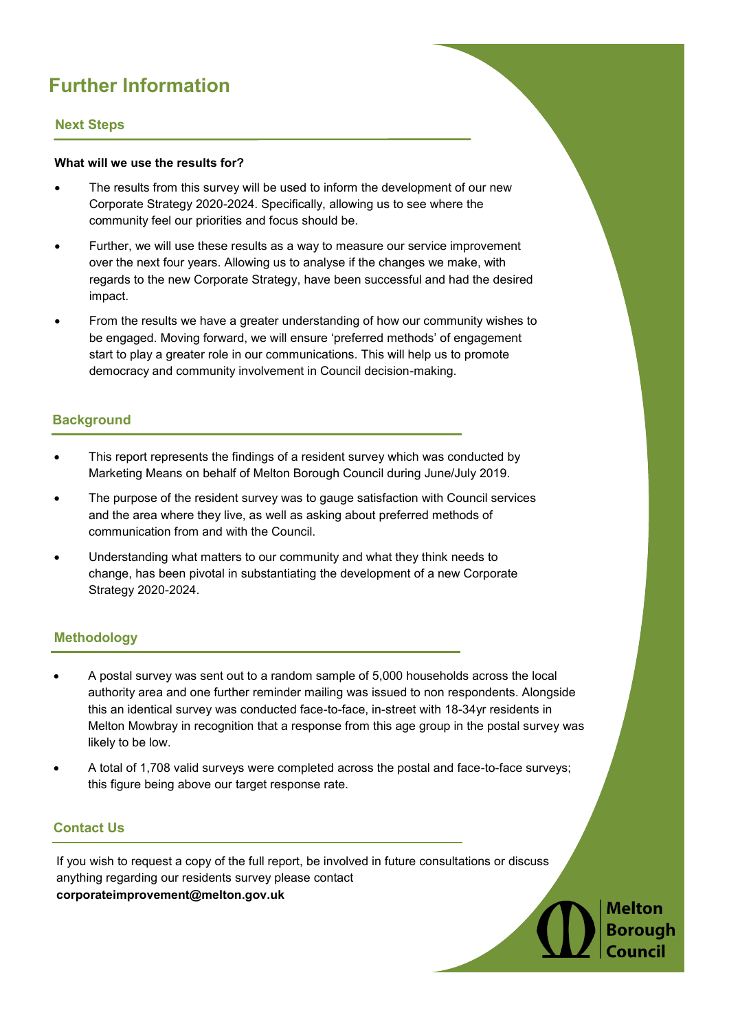# Further Information

## Next Steps

**What will we use the results for?**

- The results from this survey will be used to inform the development of our new Corporate Strategy 2020-2024. Specifically, allowing us to see where the community feel our priorities and focus should be.
- Further, we will use these results as a way to measure our service improvement over the next four years. Allowing us to analyse if the changes we make, with regards to the new Corporate Strategy, have been successful and had the desired impact.
- From the results we have a greater understanding of how our community wishes to be engaged. Moving forward, we will ensure 'preferred methods' of engagement start to play a greater role in our communications. This will help us to promote democracy and community involvement in Council decision-making.

## Background

- This report represents the findings of a resident survey which was conducted by Marketing Means on behalf of Melton Borough Council during June/July 2019.
- The purpose of the resident survey was to gauge satisfaction with Council services and the area where they live, as well as asking about preferred methods of communication from and with the Council.
- Understanding what matters to our community and what they think needs to change, has been pivotal in substantiating the development of a new Corporate Strategy 2020-2024.

## Methodology

- A postal survey was sent out to a random sample of 5,000 households across the local authority area and one further reminder mailing was issued to non respondents. Alongside this an identical survey was conducted face-to-face, in-street with 18-34yr residents in Melton Mowbray in recognition that a response from this age group in the postal survey was likely to be low.
- A total of 1,708 valid surveys were completed across the postal and face-to-face surveys; this figure being above our target response rate.

## Contact Us

If you wish to request a copy of the full report, be involved in future consultations or discuss anything regarding our residents survey please contact **corporateimprovement@melton.gov.uk**

Melton Borough Council